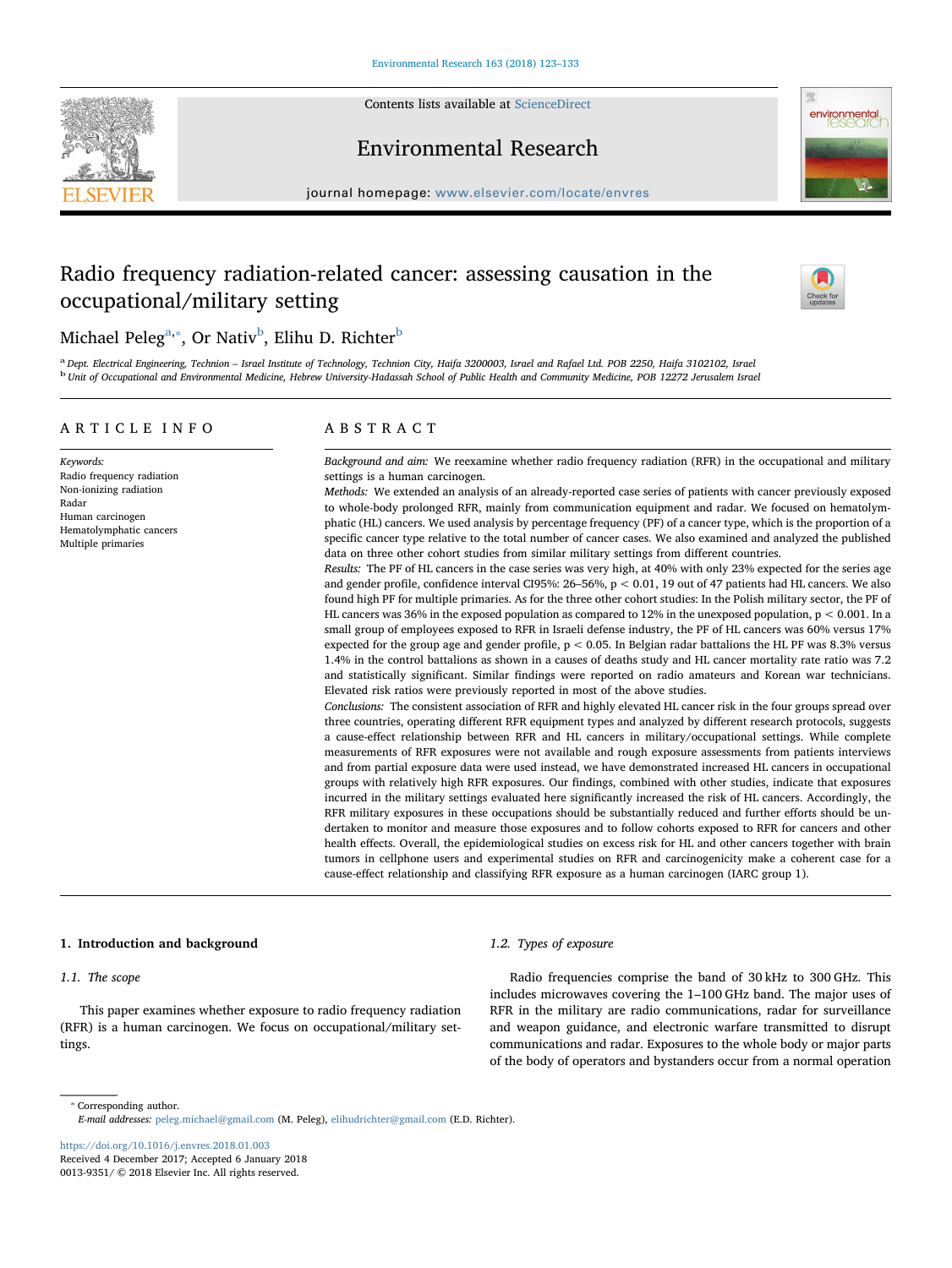# Radio frequency radiation-related cancer: assessing causation in the occupational/military setting

Michael Peleg[a,*], Or Nativ[b], Elihu D. Richter[b]

[a] Dept. Electrical Engineering, Technion – Israel Institute of Technology, Technion City, Haifa 3200003, Israel and Rafael Ltd. POB 2250, Haifa 3102102, Israel

[b] Unit of Occupational and Environmental Medicine, Hebrew University-Hadassah School of Public Health and Community Medicine, POB 12272 Jerusalem Israel

## ARTICLE INFO

*Keywords:*
Radio frequency radiation
Non-ionizing radiation
Radar
Human carcinogen
Hematolymphatic cancers
Multiple primaries

## ABSTRACT

*Background and aim:* We reexamine whether radio frequency radiation (RFR) in the occupational and military settings is a human carcinogen.

*Methods:* We extended an analysis of an already-reported case series of patients with cancer previously exposed to whole-body prolonged RFR, mainly from communication equipment and radar. We focused on hematolymphatic (HL) cancers. We used analysis by percentage frequency (PF) of a cancer type, which is the proportion of a specific cancer type relative to the total number of cancer cases. We also examined and analyzed the published data on three other cohort studies from similar military settings from different countries.

*Results:* The PF of HL cancers in the case series was very high, at 40% with only 23% expected for the series age and gender profile, confidence interval CI95%: 26–56%, $p < 0.01$, 19 out of 47 patients had HL cancers. We also found high PF for multiple primaries. As for the three other cohort studies: In the Polish military sector, the PF of HL cancers was 36% in the exposed population as compared to 12% in the unexposed population, $p < 0.001$. In a small group of employees exposed to RFR in Israeli defense industry, the PF of HL cancers was 60% versus 17% expected for the group age and gender profile, $p < 0.05$. In Belgian radar battalions the HL PF was 8.3% versus 1.4% in the control battalions as shown in a causes of deaths study and HL cancer mortality rate ratio was 7.2 and statistically significant. Similar findings were reported on radio amateurs and Korean war technicians. Elevated risk ratios were previously reported in most of the above studies.

*Conclusions:* The consistent association of RFR and highly elevated HL cancer risk in the four groups spread over three countries, operating different RFR equipment types and analyzed by different research protocols, suggests a cause-effect relationship between RFR and HL cancers in military/occupational settings. While complete measurements of RFR exposures were not available and rough exposure assessments from patients interviews and from partial exposure data were used instead, we have demonstrated increased HL cancers in occupational groups with relatively high RFR exposures. Our findings, combined with other studies, indicate that exposures incurred in the military settings evaluated here significantly increased the risk of HL cancers. Accordingly, the RFR military exposures in these occupations should be substantially reduced and further efforts should be undertaken to monitor and measure those exposures and to follow cohorts exposed to RFR for cancers and other health effects. Overall, the epidemiological studies on excess risk for HL and other cancers together with brain tumors in cellphone users and experimental studies on RFR and carcinogenicity make a coherent case for a cause-effect relationship and classifying RFR exposure as a human carcinogen (IARC group 1).

## 1. Introduction and background

### 1.1. The scope

This paper examines whether exposure to radio frequency radiation (RFR) is a human carcinogen. We focus on occupational/military settings.

### 1.2. Types of exposure

Radio frequencies comprise the band of 30 kHz to 300 GHz. This includes microwaves covering the 1–100 GHz band. The major uses of RFR in the military are radio communications, radar for surveillance and weapon guidance, and electronic warfare transmitted to disrupt communications and radar. Exposures to the whole body or major parts of the body of operators and bystanders occur from a normal operation

---

* Corresponding author.
*E-mail addresses:* peleg.michael@gmail.com (M. Peleg), elihudrichter@gmail.com (E.D. Richter).

https://doi.org/10.1016/j.envres.2018.01.003
Received 4 December 2017; Accepted 6 January 2018
0013-9351/ © 2018 Elsevier Inc. All rights reserved.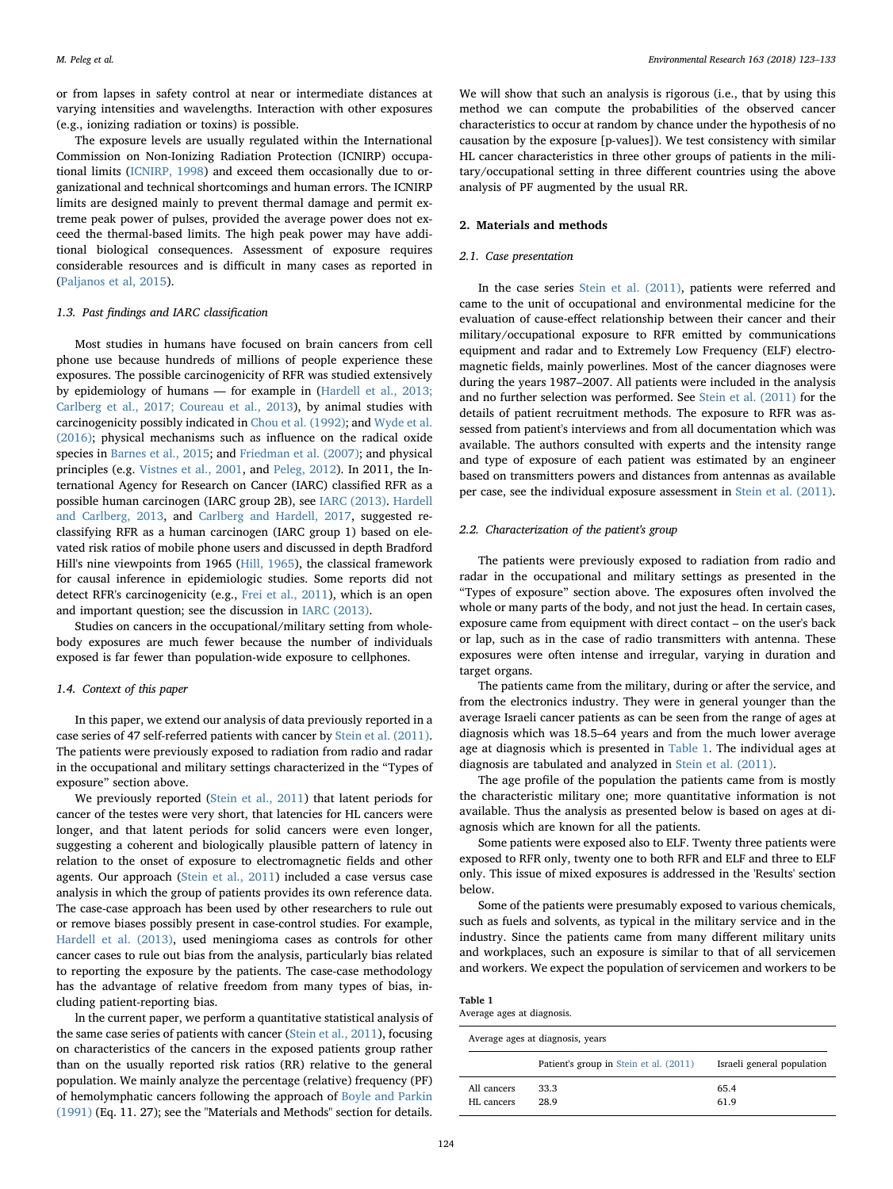or from lapses in safety control at near or intermediate distances at varying intensities and wavelengths. Interaction with other exposures (e.g., ionizing radiation or toxins) is possible.

The exposure levels are usually regulated within the International Commission on Non-Ionizing Radiation Protection (ICNIRP) occupational limits (ICNIRP, 1998) and exceed them occasionally due to organizational and technical shortcomings and human errors. The ICNIRP limits are designed mainly to prevent thermal damage and permit extreme peak power of pulses, provided the average power does not exceed the thermal-based limits. The high peak power may have additional biological consequences. Assessment of exposure requires considerable resources and is difficult in many cases as reported in (Paljanos et al, 2015).

### 1.3. Past findings and IARC classification

Most studies in humans have focused on brain cancers from cell phone use because hundreds of millions of people experience these exposures. The possible carcinogenicity of RFR was studied extensively by epidemiology of humans — for example in (Hardell et al., 2013; Carlberg et al., 2017; Coureau et al., 2013), by animal studies with carcinogenicity possibly indicated in Chou et al. (1992); and Wyde et al. (2016); physical mechanisms such as influence on the radical oxide species in Barnes et al., 2015; and Friedman et al. (2007); and physical principles (e.g. Vistnes et al., 2001, and Peleg, 2012). In 2011, the International Agency for Research on Cancer (IARC) classified RFR as a possible human carcinogen (IARC group 2B), see IARC (2013). Hardell and Carlberg, 2013, and Carlberg and Hardell, 2017, suggested reclassifying RFR as a human carcinogen (IARC group 1) based on elevated risk ratios of mobile phone users and discussed in depth Bradford Hill's nine viewpoints from 1965 (Hill, 1965), the classical framework for causal inference in epidemiologic studies. Some reports did not detect RFR's carcinogenicity (e.g., Frei et al., 2011), which is an open and important question; see the discussion in IARC (2013).

Studies on cancers in the occupational/military setting from whole-body exposures are much fewer because the number of individuals exposed is far fewer than population-wide exposure to cellphones.

### 1.4. Context of this paper

In this paper, we extend our analysis of data previously reported in a case series of 47 self-referred patients with cancer by Stein et al. (2011). The patients were previously exposed to radiation from radio and radar in the occupational and military settings characterized in the "Types of exposure" section above.

We previously reported (Stein et al., 2011) that latent periods for cancer of the testes were very short, that latencies for HL cancers were longer, and that latent periods for solid cancers were even longer, suggesting a coherent and biologically plausible pattern of latency in relation to the onset of exposure to electromagnetic fields and other agents. Our approach (Stein et al., 2011) included a case versus case analysis in which the group of patients provides its own reference data. The case-case approach has been used by other researchers to rule out or remove biases possibly present in case-control studies. For example, Hardell et al. (2013), used meningioma cases as controls for other cancer cases to rule out bias from the analysis, particularly bias related to reporting the exposure by the patients. The case-case methodology has the advantage of relative freedom from many types of bias, including patient-reporting bias.

In the current paper, we perform a quantitative statistical analysis of the same case series of patients with cancer (Stein et al., 2011), focusing on characteristics of the cancers in the exposed patients group rather than on the usually reported risk ratios (RR) relative to the general population. We mainly analyze the percentage (relative) frequency (PF) of hemolymphatic cancers following the approach of Boyle and Parkin (1991) (Eq. 11. 27); see the "Materials and Methods" section for details. We will show that such an analysis is rigorous (i.e., that by using this method we can compute the probabilities of the observed cancer characteristics to occur at random by chance under the hypothesis of no causation by the exposure [p-values]). We test consistency with similar HL cancer characteristics in three other groups of patients in the military/occupational setting in three different countries using the above analysis of PF augmented by the usual RR.

## 2. Materials and methods

### 2.1. Case presentation

In the case series Stein et al. (2011), patients were referred and came to the unit of occupational and environmental medicine for the evaluation of cause-effect relationship between their cancer and their military/occupational exposure to RFR emitted by communications equipment and radar and to Extremely Low Frequency (ELF) electromagnetic fields, mainly powerlines. Most of the cancer diagnoses were during the years 1987–2007. All patients were included in the analysis and no further selection was performed. See Stein et al. (2011) for the details of patient recruitment methods. The exposure to RFR was assessed from patient's interviews and from all documentation which was available. The authors consulted with experts and the intensity range and type of exposure of each patient was estimated by an engineer based on transmitters powers and distances from antennas as available per case, see the individual exposure assessment in Stein et al. (2011).

### 2.2. Characterization of the patient's group

The patients were previously exposed to radiation from radio and radar in the occupational and military settings as presented in the "Types of exposure" section above. The exposures often involved the whole or many parts of the body, and not just the head. In certain cases, exposure came from equipment with direct contact – on the user's back or lap, such as in the case of radio transmitters with antenna. These exposures were often intense and irregular, varying in duration and target organs.

The patients came from the military, during or after the service, and from the electronics industry. They were in general younger than the average Israeli cancer patients as can be seen from the range of ages at diagnosis which was 18.5–64 years and from the much lower average age at diagnosis which is presented in Table 1. The individual ages at diagnosis are tabulated and analyzed in Stein et al. (2011).

The age profile of the population the patients came from is mostly the characteristic military one; more quantitative information is not available. Thus the analysis as presented below is based on ages at diagnosis which are known for all the patients.

Some patients were exposed also to ELF. Twenty three patients were exposed to RFR only, twenty one to both RFR and ELF and three to ELF only. This issue of mixed exposures is addressed in the 'Results' section below.

Some of the patients were presumably exposed to various chemicals, such as fuels and solvents, as typical in the military service and in the industry. Since the patients came from many different military units and workplaces, such an exposure is similar to that of all servicemen and workers. We expect the population of servicemen and workers to be

**Table 1**
Average ages at diagnosis.

| Average ages at diagnosis, years | | |
|---|---|---|
| | Patient's group in Stein et al. (2011) | Israeli general population |
| All cancers | 33.3 | 65.4 |
| HL cancers | 28.9 | 61.9 |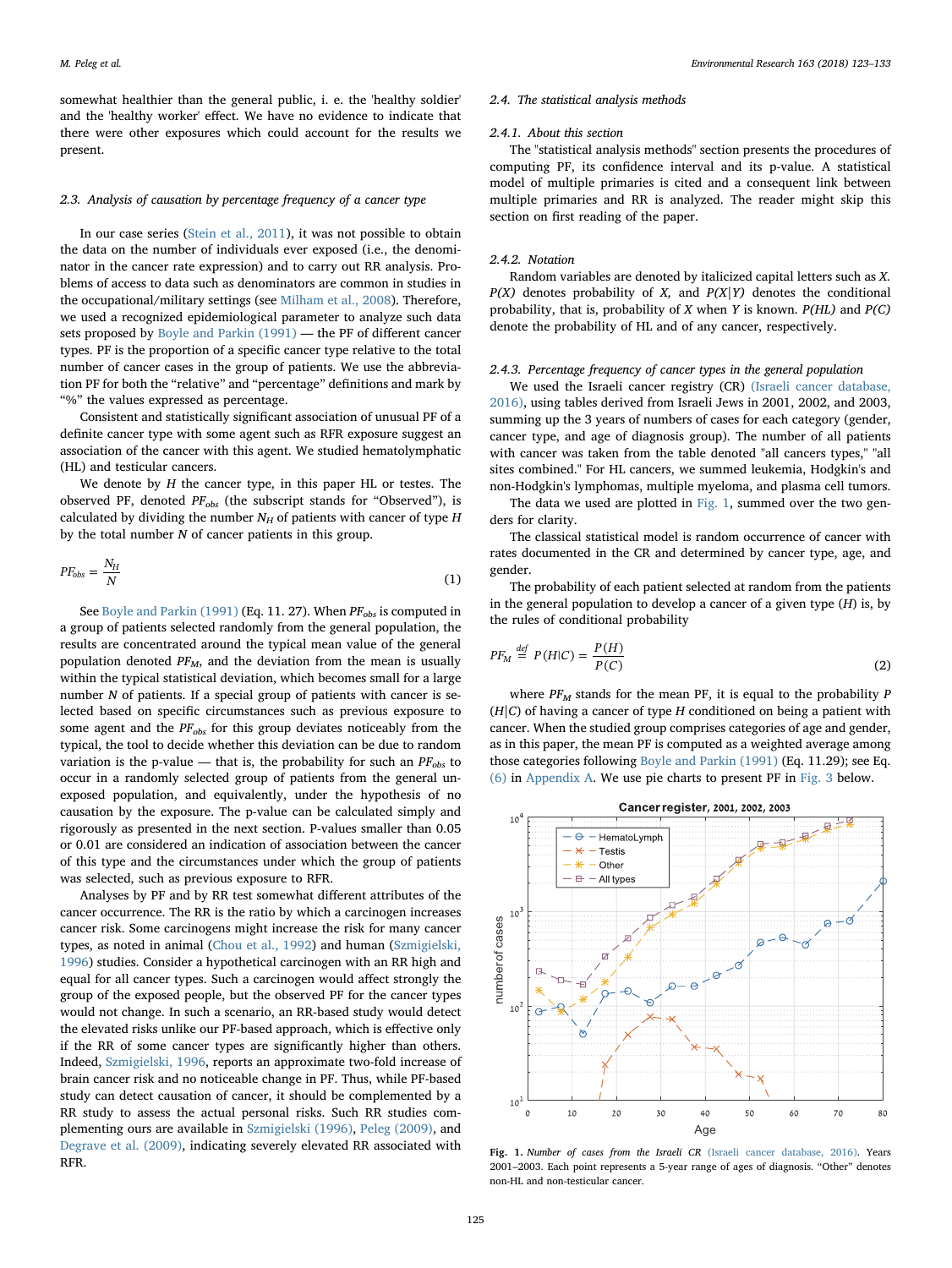somewhat healthier than the general public, i. e. the 'healthy soldier' and the 'healthy worker' effect. We have no evidence to indicate that there were other exposures which could account for the results we present.

### 2.3. Analysis of causation by percentage frequency of a cancer type

In our case series (Stein et al., 2011), it was not possible to obtain the data on the number of individuals ever exposed (i.e., the denominator in the cancer rate expression) and to carry out RR analysis. Problems of access to data such as denominators are common in studies in the occupational/military settings (see Milham et al., 2008). Therefore, we used a recognized epidemiological parameter to analyze such data sets proposed by Boyle and Parkin (1991) — the PF of different cancer types. PF is the proportion of a specific cancer type relative to the total number of cancer cases in the group of patients. We use the abbreviation PF for both the "relative" and "percentage" definitions and mark by "%" the values expressed as percentage.

Consistent and statistically significant association of unusual PF of a definite cancer type with some agent such as RFR exposure suggest an association of the cancer with this agent. We studied hematolymphatic (HL) and testicular cancers.

We denote by $H$ the cancer type, in this paper HL or testes. The observed PF, denoted $PF_{obs}$ (the subscript stands for "Observed"), is calculated by dividing the number $N_H$ of patients with cancer of type $H$ by the total number $N$ of cancer patients in this group.

$$PF_{obs} = \frac{N_H}{N} \tag{1}$$

See Boyle and Parkin (1991) (Eq. 11. 27). When $PF_{obs}$ is computed in a group of patients selected randomly from the general population, the results are concentrated around the typical mean value of the general population denoted $PF_M$, and the deviation from the mean is usually within the typical statistical deviation, which becomes small for a large number $N$ of patients. If a special group of patients with cancer is selected based on specific circumstances such as previous exposure to some agent and the $PF_{obs}$ for this group deviates noticeably from the typical, the tool to decide whether this deviation can be due to random variation is the p-value — that is, the probability for such an $PF_{obs}$ to occur in a randomly selected group of patients from the general unexposed population, and equivalently, under the hypothesis of no causation by the exposure. The p-value can be calculated simply and rigorously as presented in the next section. P-values smaller than 0.05 or 0.01 are considered an indication of association between the cancer of this type and the circumstances under which the group of patients was selected, such as previous exposure to RFR.

Analyses by PF and by RR test somewhat different attributes of the cancer occurrence. The RR is the ratio by which a carcinogen increases cancer risk. Some carcinogens might increase the risk for many cancer types, as noted in animal (Chou et al., 1992) and human (Szmigielski, 1996) studies. Consider a hypothetical carcinogen with an RR high and equal for all cancer types. Such a carcinogen would affect strongly the group of the exposed people, but the observed PF for the cancer types would not change. In such a scenario, an RR-based study would detect the elevated risks unlike our PF-based approach, which is effective only if the RR of some cancer types are significantly higher than others. Indeed, Szmigielski, 1996, reports an approximate two-fold increase of brain cancer risk and no noticeable change in PF. Thus, while PF-based study can detect causation of cancer, it should be complemented by a RR study to assess the actual personal risks. Such RR studies complementing ours are available in Szmigielski (1996), Peleg (2009), and Degrave et al. (2009), indicating severely elevated RR associated with RFR.

### 2.4. The statistical analysis methods

#### 2.4.1. About this section

The "statistical analysis methods" section presents the procedures of computing PF, its confidence interval and its p-value. A statistical model of multiple primaries is cited and a consequent link between multiple primaries and RR is analyzed. The reader might skip this section on first reading of the paper.

#### 2.4.2. Notation

Random variables are denoted by italicized capital letters such as $X$. $P(X)$ denotes probability of $X$, and $P(X|Y)$ denotes the conditional probability, that is, probability of $X$ when $Y$ is known. $P(HL)$ and $P(C)$ denote the probability of HL and of any cancer, respectively.

#### 2.4.3. Percentage frequency of cancer types in the general population

We used the Israeli cancer registry (CR) (Israeli cancer database, 2016), using tables derived from Israeli Jews in 2001, 2002, and 2003, summing up the 3 years of numbers of cases for each category (gender, cancer type, and age of diagnosis group). The number of all patients with cancer was taken from the table denoted "all cancers types," "all sites combined." For HL cancers, we summed leukemia, Hodgkin's and non-Hodgkin's lymphomas, multiple myeloma, and plasma cell tumors.

The data we used are plotted in Fig. 1, summed over the two genders for clarity.

The classical statistical model is random occurrence of cancer with rates documented in the CR and determined by cancer type, age, and gender.

The probability of each patient selected at random from the patients in the general population to develop a cancer of a given type ($H$) is, by the rules of conditional probability

$$PF_M \overset{def}{=} P(H|C) = \frac{P(H)}{P(C)} \tag{2}$$

where $PF_M$ stands for the mean PF, it is equal to the probability $P(H|C)$ of having a cancer of type $H$ conditioned on being a patient with cancer. When the studied group comprises categories of age and gender, as in this paper, the mean PF is computed as a weighted average among those categories following Boyle and Parkin (1991) (Eq. 11.29); see Eq. (6) in Appendix A. We use pie charts to present PF in Fig. 3 below.

**Fig. 1.** *Number of cases from the Israeli CR (Israeli cancer database, 2016). Years 2001–2003. Each point represents a 5-year range of ages of diagnosis. "Other" denotes non-HL and non-testicular cancer.*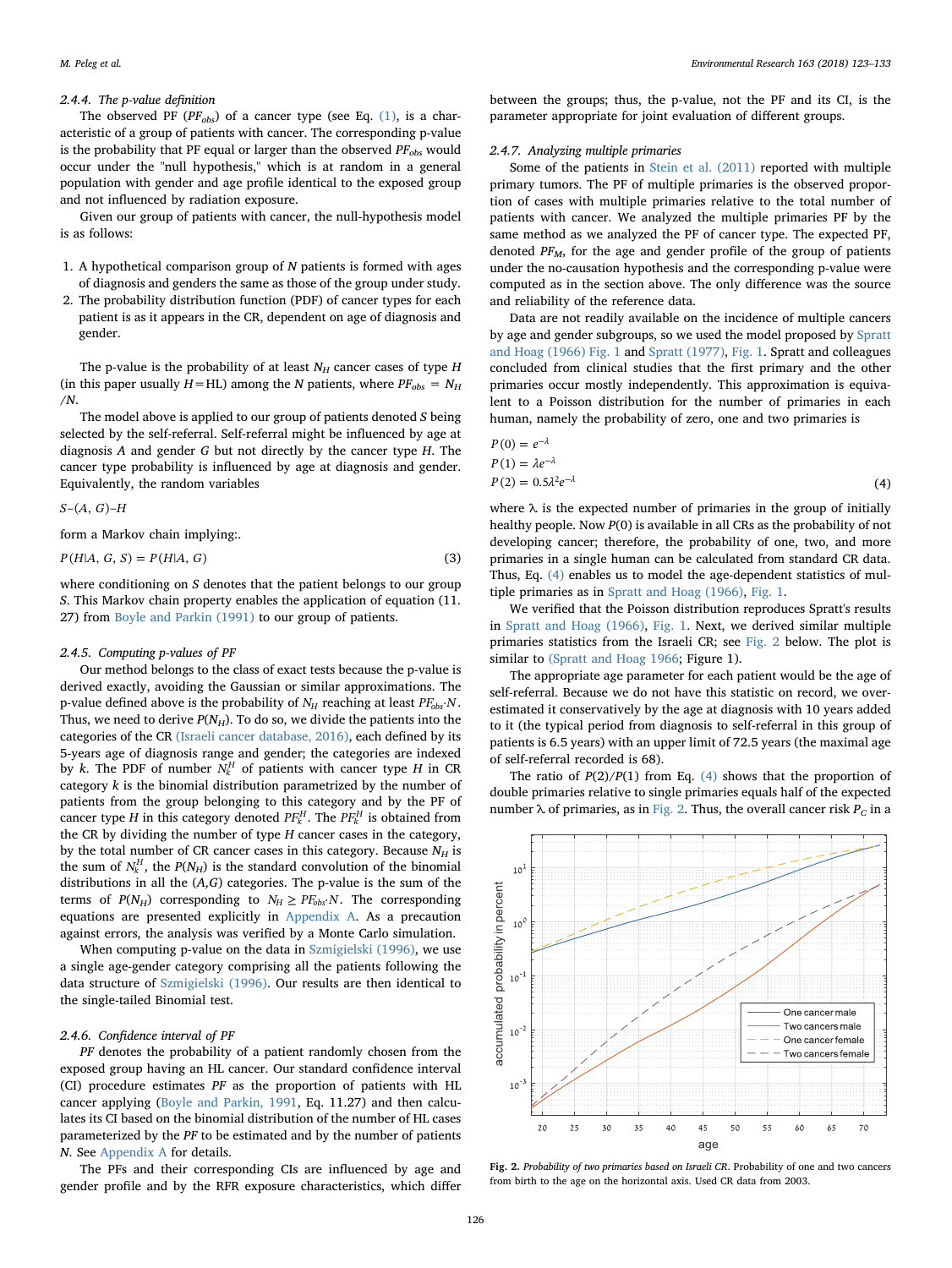### 2.4.4. The p-value definition

The observed PF ($PF_{obs}$) of a cancer type (see Eq. (1), is a characteristic of a group of patients with cancer. The corresponding p-value is the probability that PF equal or larger than the observed $PF_{obs}$ would occur under the "null hypothesis," which is at random in a general population with gender and age profile identical to the exposed group and not influenced by radiation exposure.

Given our group of patients with cancer, the null-hypothesis model is as follows:

1. A hypothetical comparison group of $N$ patients is formed with ages of diagnosis and genders the same as those of the group under study.
2. The probability distribution function (PDF) of cancer types for each patient is as it appears in the CR, dependent on age of diagnosis and gender.

The p-value is the probability of at least $N_H$ cancer cases of type $H$ (in this paper usually $H$=HL) among the $N$ patients, where $PF_{obs} = N_H / N$.

The model above is applied to our group of patients denoted $S$ being selected by the self-referral. Self-referral might be influenced by age at diagnosis $A$ and gender $G$ but not directly by the cancer type $H$. The cancer type probability is influenced by age at diagnosis and gender. Equivalently, the random variables

$$S–(A, G)–H$$

form a Markov chain implying:.

$$P(H|A, G, S) = P(H|A, G) \tag{3}$$

where conditioning on $S$ denotes that the patient belongs to our group $S$. This Markov chain property enables the application of equation (11.27) from Boyle and Parkin (1991) to our group of patients.

### 2.4.5. Computing p-values of PF

Our method belongs to the class of exact tests because the p-value is derived exactly, avoiding the Gaussian or similar approximations. The p-value defined above is the probability of $N_H$ reaching at least $PF_{obs} \cdot N$. Thus, we need to derive $P(N_H)$. To do so, we divide the patients into the categories of the CR (Israeli cancer database, 2016), each defined by its 5-years age of diagnosis range and gender; the categories are indexed by $k$. The PDF of number $N_k^H$ of patients with cancer type $H$ in CR category $k$ is the binomial distribution parametrized by the number of patients from the group belonging to this category and by the PF of cancer type $H$ in this category denoted $PF_k^H$. The $PF_k^H$ is obtained from the CR by dividing the number of type $H$ cancer cases in the category, by the total number of CR cancer cases in this category. Because $N_H$ is the sum of $N_k^H$, the $P(N_H)$ is the standard convolution of the binomial distributions in all the $(A,G)$ categories. The p-value is the sum of the terms of $P(N_H)$ corresponding to $N_H \geq PF_{obs} \cdot N$. The corresponding equations are presented explicitly in Appendix A. As a precaution against errors, the analysis was verified by a Monte Carlo simulation.

When computing p-value on the data in Szmigielski (1996), we use a single age-gender category comprising all the patients following the data structure of Szmigielski (1996). Our results are then identical to the single-tailed Binomial test.

### 2.4.6. Confidence interval of PF

*PF* denotes the probability of a patient randomly chosen from the exposed group having an HL cancer. Our standard confidence interval (CI) procedure estimates *PF* as the proportion of patients with HL cancer applying (Boyle and Parkin, 1991, Eq. 11.27) and then calculates its CI based on the binomial distribution of the number of HL cases parameterized by the *PF* to be estimated and by the number of patients $N$. See Appendix A for details.

The PFs and their corresponding CIs are influenced by age and gender profile and by the RFR exposure characteristics, which differ between the groups; thus, the p-value, not the PF and its CI, is the parameter appropriate for joint evaluation of different groups.

### 2.4.7. Analyzing multiple primaries

Some of the patients in Stein et al. (2011) reported with multiple primary tumors. The PF of multiple primaries is the observed proportion of cases with multiple primaries relative to the total number of patients with cancer. We analyzed the multiple primaries PF by the same method as we analyzed the PF of cancer type. The expected PF, denoted $PF_M$, for the age and gender profile of the group of patients under the no-causation hypothesis and the corresponding p-value were computed as in the section above. The only difference was the source and reliability of the reference data.

Data are not readily available on the incidence of multiple cancers by age and gender subgroups, so we used the model proposed by Spratt and Hoag (1966) Fig. 1 and Spratt (1977), Fig. 1. Spratt and colleagues concluded from clinical studies that the first primary and the other primaries occur mostly independently. This approximation is equivalent to a Poisson distribution for the number of primaries in each human, namely the probability of zero, one and two primaries is

$$P(0) = e^{-\lambda}$$
$$P(1) = \lambda e^{-\lambda}$$
$$P(2) = 0.5\lambda^2 e^{-\lambda} \tag{4}$$

where λ is the expected number of primaries in the group of initially healthy people. Now $P(0)$ is available in all CRs as the probability of not developing cancer; therefore, the probability of one, two, and more primaries in a single human can be calculated from standard CR data. Thus, Eq. (4) enables us to model the age-dependent statistics of multiple primaries as in Spratt and Hoag (1966), Fig. 1.

We verified that the Poisson distribution reproduces Spratt's results in Spratt and Hoag (1966), Fig. 1. Next, we derived similar multiple primaries statistics from the Israeli CR; see Fig. 2 below. The plot is similar to (Spratt and Hoag 1966; Figure 1).

The appropriate age parameter for each patient would be the age of self-referral. Because we do not have this statistic on record, we overestimated it conservatively by the age at diagnosis with 10 years added to it (the typical period from diagnosis to self-referral in this group of patients is 6.5 years) with an upper limit of 72.5 years (the maximal age of self-referral recorded is 68).

The ratio of $P(2)/P(1)$ from Eq. (4) shows that the proportion of double primaries relative to single primaries equals half of the expected number λ of primaries, as in Fig. 2. Thus, the overall cancer risk $P_C$ in a

**Fig. 2.** *Probability of two primaries based on Israeli CR.* Probability of one and two cancers from birth to the age on the horizontal axis. Used CR data from 2003.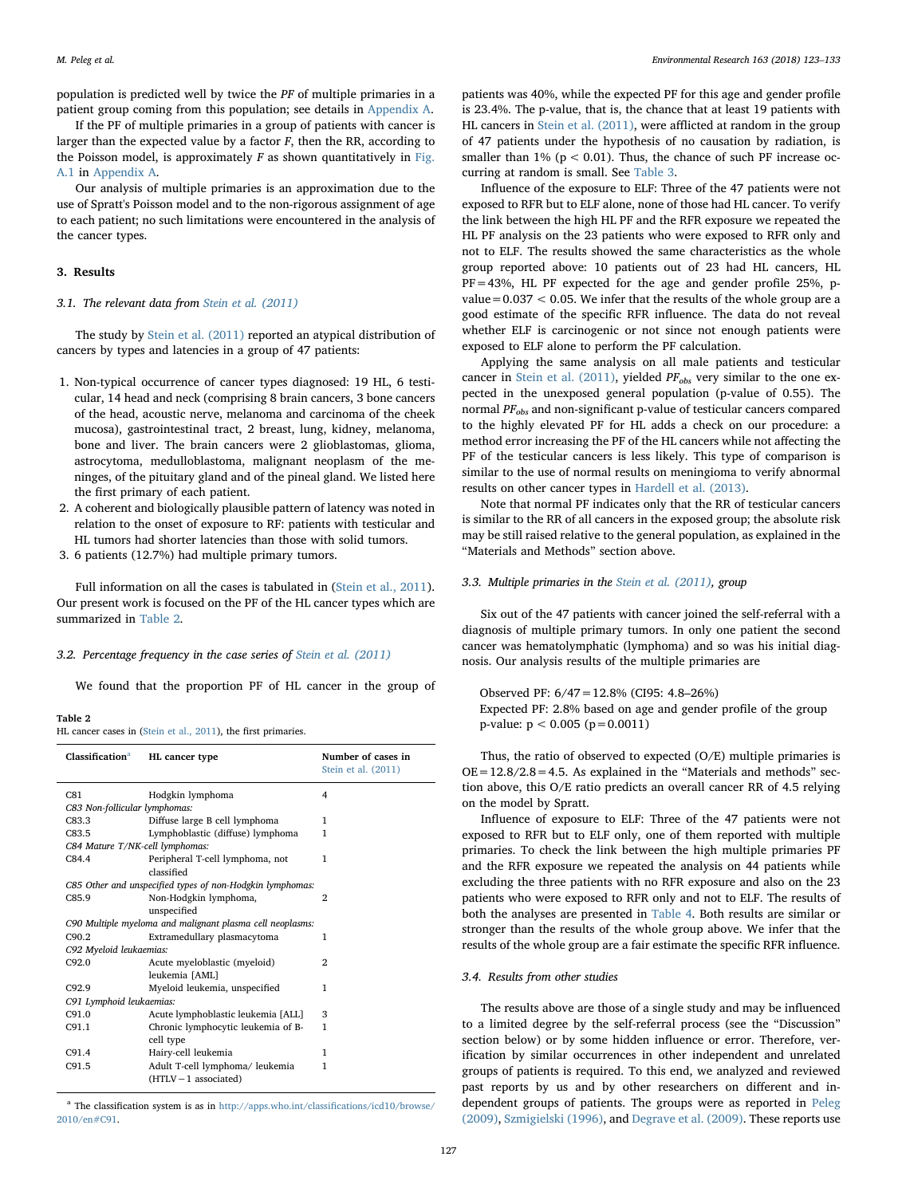population is predicted well by twice the PF of multiple primaries in a patient group coming from this population; see details in Appendix A.

If the PF of multiple primaries in a group of patients with cancer is larger than the expected value by a factor $F$, then the RR, according to the Poisson model, is approximately $F$ as shown quantitatively in Fig. A.1 in Appendix A.

Our analysis of multiple primaries is an approximation due to the use of Spratt's Poisson model and to the non-rigorous assignment of age to each patient; no such limitations were encountered in the analysis of the cancer types.

## 3. Results

### 3.1. The relevant data from Stein et al. (2011)

The study by Stein et al. (2011) reported an atypical distribution of cancers by types and latencies in a group of 47 patients:

1. Non-typical occurrence of cancer types diagnosed: 19 HL, 6 testicular, 14 head and neck (comprising 8 brain cancers, 3 bone cancers of the head, acoustic nerve, melanoma and carcinoma of the cheek mucosa), gastrointestinal tract, 2 breast, lung, kidney, melanoma, bone and liver. The brain cancers were 2 glioblastomas, glioma, astrocytoma, medulloblastoma, malignant neoplasm of the meninges, of the pituitary gland and of the pineal gland. We listed here the first primary of each patient.
2. A coherent and biologically plausible pattern of latency was noted in relation to the onset of exposure to RF: patients with testicular and HL tumors had shorter latencies than those with solid tumors.
3. 6 patients (12.7%) had multiple primary tumors.

Full information on all the cases is tabulated in (Stein et al., 2011). Our present work is focused on the PF of the HL cancer types which are summarized in Table 2.

### 3.2. Percentage frequency in the case series of Stein et al. (2011)

We found that the proportion PF of HL cancer in the group of patients was 40%, while the expected PF for this age and gender profile is 23.4%. The p-value, that is, the chance that at least 19 patients with HL cancers in Stein et al. (2011), were afflicted at random in the group of 47 patients under the hypothesis of no causation by radiation, is smaller than 1% ($p < 0.01$). Thus, the chance of such PF increase occurring at random is small. See Table 3.

**Table 2**
HL cancer cases in (Stein et al., 2011), the first primaries.

| Classification[a] | HL cancer type | Number of cases in Stein et al. (2011) |
|---|---|---|
| C81 | Hodgkin lymphoma | 4 |
| *C83 Non-follicular lymphomas:* | | |
| C83.3 | Diffuse large B cell lymphoma | 1 |
| C83.5 | Lymphoblastic (diffuse) lymphoma | 1 |
| *C84 Mature T/NK-cell lymphomas:* | | |
| C84.4 | Peripheral T-cell lymphoma, not classified | 1 |
| *C85 Other and unspecified types of non-Hodgkin lymphomas:* | | |
| C85.9 | Non-Hodgkin lymphoma, unspecified | 2 |
| *C90 Multiple myeloma and malignant plasma cell neoplasms:* | | |
| C90.2 | Extramedullary plasmacytoma | 1 |
| *C92 Myeloid leukaemias:* | | |
| C92.0 | Acute myeloblastic (myeloid) leukemia [AML] | 2 |
| C92.9 | Myeloid leukemia, unspecified | 1 |
| *C91 Lymphoid leukaemias:* | | |
| C91.0 | Acute lymphoblastic leukemia [ALL] | 3 |
| C91.1 | Chronic lymphocytic leukemia of B-cell type | 1 |
| C91.4 | Hairy-cell leukemia | 1 |
| C91.5 | Adult T-cell lymphoma/ leukemia (HTLV − 1 associated) | 1 |

[a] The classification system is as in http://apps.who.int/classifications/icd10/browse/2010/en#C91.

Influence of the exposure to ELF: Three of the 47 patients were not exposed to RFR but to ELF alone, none of those had HL cancer. To verify the link between the high HL PF and the RFR exposure we repeated the HL PF analysis on the 23 patients who were exposed to RFR only and not to ELF. The results showed the same characteristics as the whole group reported above: 10 patients out of 23 had HL cancers, HL PF = 43%, HL PF expected for the age and gender profile 25%, p-value = 0.037 < 0.05. We infer that the results of the whole group are a good estimate of the specific RFR influence. The data do not reveal whether ELF is carcinogenic or not since not enough patients were exposed to ELF alone to perform the PF calculation.

Applying the same analysis on all male patients and testicular cancer in Stein et al. (2011), yielded $PF_{obs}$ very similar to the one expected in the unexposed general population (p-value of 0.55). The normal $PF_{obs}$ and non-significant p-value of testicular cancers compared to the highly elevated PF for HL adds a check on our procedure: a method error increasing the PF of the HL cancers while not affecting the PF of the testicular cancers is less likely. This type of comparison is similar to the use of normal results on meningioma to verify abnormal results on other cancer types in Hardell et al. (2013).

Note that normal PF indicates only that the RR of testicular cancers is similar to the RR of all cancers in the exposed group; the absolute risk may be still raised relative to the general population, as explained in the "Materials and Methods" section above.

### 3.3. Multiple primaries in the Stein et al. (2011), group

Six out of the 47 patients with cancer joined the self-referral with a diagnosis of multiple primary tumors. In only one patient the second cancer was hematolymphatic (lymphoma) and so was his initial diagnosis. Our analysis results of the multiple primaries are

Observed PF: 6/47 = 12.8% (CI95: 4.8–26%)
Expected PF: 2.8% based on age and gender profile of the group
p-value: $p < 0.005$ ($p = 0.0011$)

Thus, the ratio of observed to expected (O/E) multiple primaries is OE = 12.8/2.8 = 4.5. As explained in the "Materials and methods" section above, this O/E ratio predicts an overall cancer RR of 4.5 relying on the model by Spratt.

Influence of exposure to ELF: Three of the 47 patients were not exposed to RFR but to ELF only, one of them reported with multiple primaries. To check the link between the high multiple primaries PF and the RFR exposure we repeated the analysis on 44 patients while excluding the three patients with no RFR exposure and also on the 23 patients who were exposed to RFR only and not to ELF. The results of both the analyses are presented in Table 4. Both results are similar or stronger than the results of the whole group above. We infer that the results of the whole group are a fair estimate the specific RFR influence.

### 3.4. Results from other studies

The results above are those of a single study and may be influenced to a limited degree by the self-referral process (see the "Discussion" section below) or by some hidden influence or error. Therefore, verification by similar occurrences in other independent and unrelated groups of patients is required. To this end, we analyzed and reviewed past reports by us and by other researchers on different and independent groups of patients. The groups were as reported in Peleg (2009), Szmigielski (1996), and Degrave et al. (2009). These reports use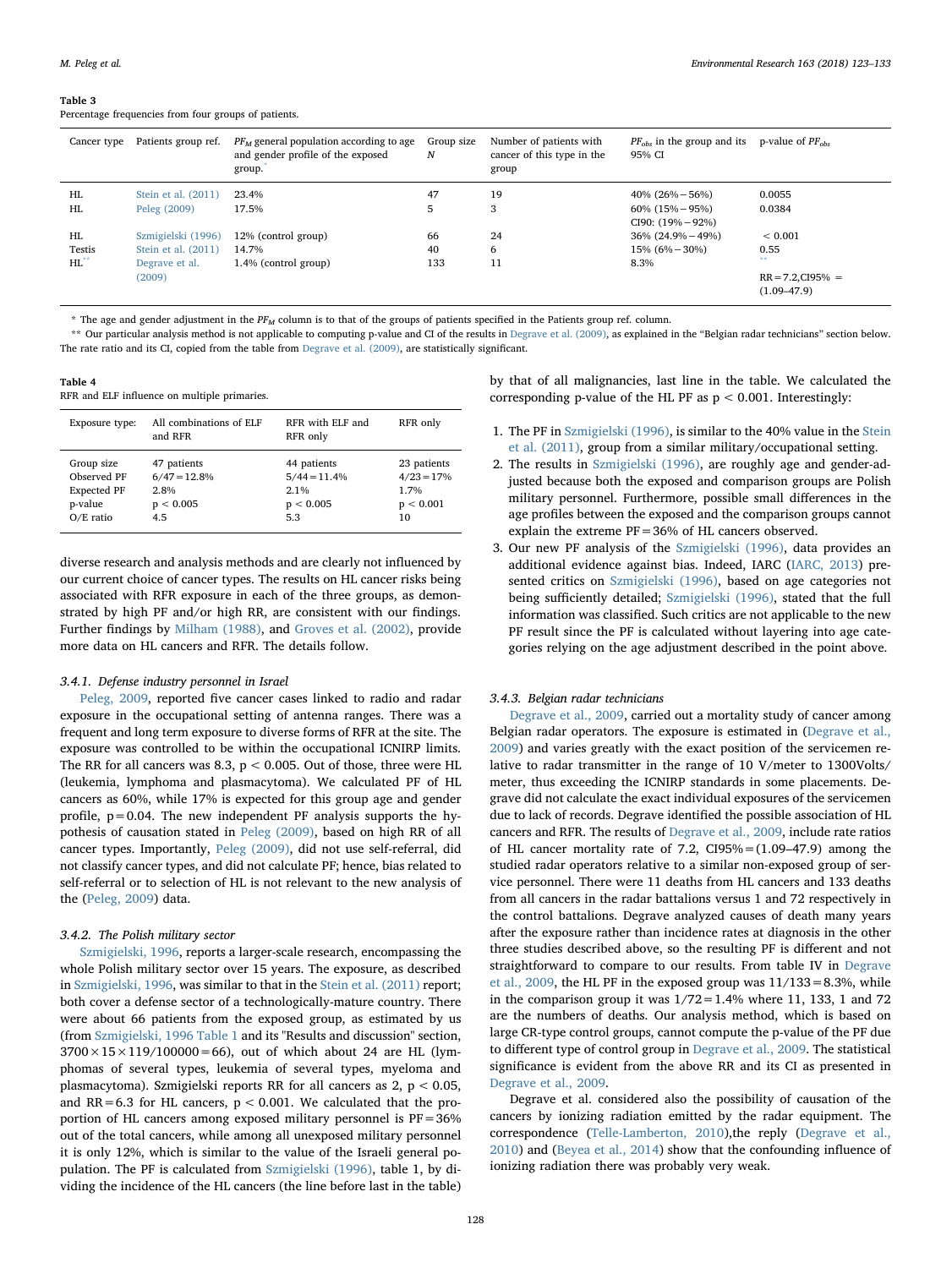**Table 3**
Percentage frequencies from four groups of patients.

| Cancer type | Patients group ref. | $PF_M$ general population according to age and gender profile of the exposed group.* | Group size $N$ | Number of patients with cancer of this type in the group | $PF_{obs}$ in the group and its 95% CI | p-value of $PF_{obs}$ |
|---|---|---|---|---|---|---|
| HL | Stein et al. (2011) | 23.4% | 47 | 19 | 40% (26%−56%) | 0.0055 |
| HL | Peleg (2009) | 17.5% | 5 | 3 | 60% (15%−95%) CI90: (19%−92%) | 0.0384 |
| HL | Szmigielski (1996) | 12% (control group) | 66 | 24 | 36% (24.9%−49%) | < 0.001 |
| Testis | Stein et al. (2011) | 14.7% | 40 | 6 | 15% (6%−30%) | 0.55 |
| HL** | Degrave et al. (2009) | 1.4% (control group) | 133 | 11 | 8.3% | ** RR = 7.2,CI95% = (1.09–47.9) |

\* The age and gender adjustment in the $PF_M$ column is to that of the groups of patients specified in the Patients group ref. column.

\*\* Our particular analysis method is not applicable to computing p-value and CI of the results in Degrave et al. (2009), as explained in the "Belgian radar technicians" section below. The rate ratio and its CI, copied from the table from Degrave et al. (2009), are statistically significant.

**Table 4**
RFR and ELF influence on multiple primaries.

| Exposure type: | All combinations of ELF and RFR | RFR with ELF and RFR only | RFR only |
|---|---|---|---|
| Group size | 47 patients | 44 patients | 23 patients |
| Observed PF | 6/47 = 12.8% | 5/44 = 11.4% | 4/23 = 17% |
| Expected PF | 2.8% | 2.1% | 1.7% |
| p-value | p < 0.005 | p < 0.005 | p < 0.001 |
| O/E ratio | 4.5 | 5.3 | 10 |

diverse research and analysis methods and are clearly not influenced by our current choice of cancer types. The results on HL cancer risks being associated with RFR exposure in each of the three groups, as demonstrated by high PF and/or high RR, are consistent with our findings. Further findings by Milham (1988), and Groves et al. (2002), provide more data on HL cancers and RFR. The details follow.

#### 3.4.1. Defense industry personnel in Israel

Peleg, 2009, reported five cancer cases linked to radio and radar exposure in the occupational setting of antenna ranges. There was a frequent and long term exposure to diverse forms of RFR at the site. The exposure was controlled to be within the occupational ICNIRP limits. The RR for all cancers was 8.3, $p < 0.005$. Out of those, three were HL (leukemia, lymphoma and plasmacytoma). We calculated PF of HL cancers as 60%, while 17% is expected for this group age and gender profile, $p = 0.04$. The new independent PF analysis supports the hypothesis of causation stated in Peleg (2009), based on high RR of all cancer types. Importantly, Peleg (2009), did not use self-referral, did not classify cancer types, and did not calculate PF; hence, bias related to self-referral or to selection of HL is not relevant to the new analysis of the (Peleg, 2009) data.

#### 3.4.2. The Polish military sector

Szmigielski, 1996, reports a larger-scale research, encompassing the whole Polish military sector over 15 years. The exposure, as described in Szmigielski, 1996, was similar to that in the Stein et al. (2011) report; both cover a defense sector of a technologically-mature country. There were about 66 patients from the exposed group, as estimated by us (from Szmigielski, 1996 Table 1 and its "Results and discussion" section, $3700 \times 15 \times 119/100000 = 66$), out of which about 24 are HL (lymphomas of several types, leukemia of several types, myeloma and plasmacytoma). Szmigielski reports RR for all cancers as 2, $p < 0.05$, and RR = 6.3 for HL cancers, $p < 0.001$. We calculated that the proportion of HL cancers among exposed military personnel is PF = 36% out of the total cancers, while among all unexposed military personnel it is only 12%, which is similar to the value of the Israeli general population. The PF is calculated from Szmigielski (1996), table 1, by dividing the incidence of the HL cancers (the line before last in the table) by that of all malignancies, last line in the table. We calculated the corresponding p-value of the HL PF as $p < 0.001$. Interestingly:

1. The PF in Szmigielski (1996), is similar to the 40% value in the Stein et al. (2011), group from a similar military/occupational setting.
2. The results in Szmigielski (1996), are roughly age and gender-adjusted because both the exposed and comparison groups are Polish military personnel. Furthermore, possible small differences in the age profiles between the exposed and the comparison groups cannot explain the extreme PF = 36% of HL cancers observed.
3. Our new PF analysis of the Szmigielski (1996), data provides an additional evidence against bias. Indeed, IARC (IARC, 2013) presented critics on Szmigielski (1996), based on age categories not being sufficiently detailed; Szmigielski (1996), stated that the full information was classified. Such critics are not applicable to the new PF result since the PF is calculated without layering into age categories relying on the age adjustment described in the point above.

#### 3.4.3. Belgian radar technicians

Degrave et al., 2009, carried out a mortality study of cancer among Belgian radar operators. The exposure is estimated in (Degrave et al., 2009) and varies greatly with the exact position of the servicemen relative to radar transmitter in the range of 10 V/meter to 1300Volts/meter, thus exceeding the ICNIRP standards in some placements. Degrave did not calculate the exact individual exposures of the servicemen due to lack of records. Degrave identified the possible association of HL cancers and RFR. The results of Degrave et al., 2009, include rate ratios of HL cancer mortality rate of 7.2, CI95% = (1.09–47.9) among the studied radar operators relative to a similar non-exposed group of service personnel. There were 11 deaths from HL cancers and 133 deaths from all cancers in the radar battalions versus 1 and 72 respectively in the control battalions. Degrave analyzed causes of death many years after the exposure rather than incidence rates at diagnosis in the other three studies described above, so the resulting PF is different and not straightforward to compare to our results. From table IV in Degrave et al., 2009, the HL PF in the exposed group was 11/133 = 8.3%, while in the comparison group it was 1/72 = 1.4% where 11, 133, 1 and 72 are the numbers of deaths. Our analysis method, which is based on large CR-type control groups, cannot compute the p-value of the PF due to different type of control group in Degrave et al., 2009. The statistical significance is evident from the above RR and its CI as presented in Degrave et al., 2009.

Degrave et al. considered also the possibility of causation of the cancers by ionizing radiation emitted by the radar equipment. The correspondence (Telle-Lamberton, 2010),the reply (Degrave et al., 2010) and (Beyea et al., 2014) show that the confounding influence of ionizing radiation there was probably very weak.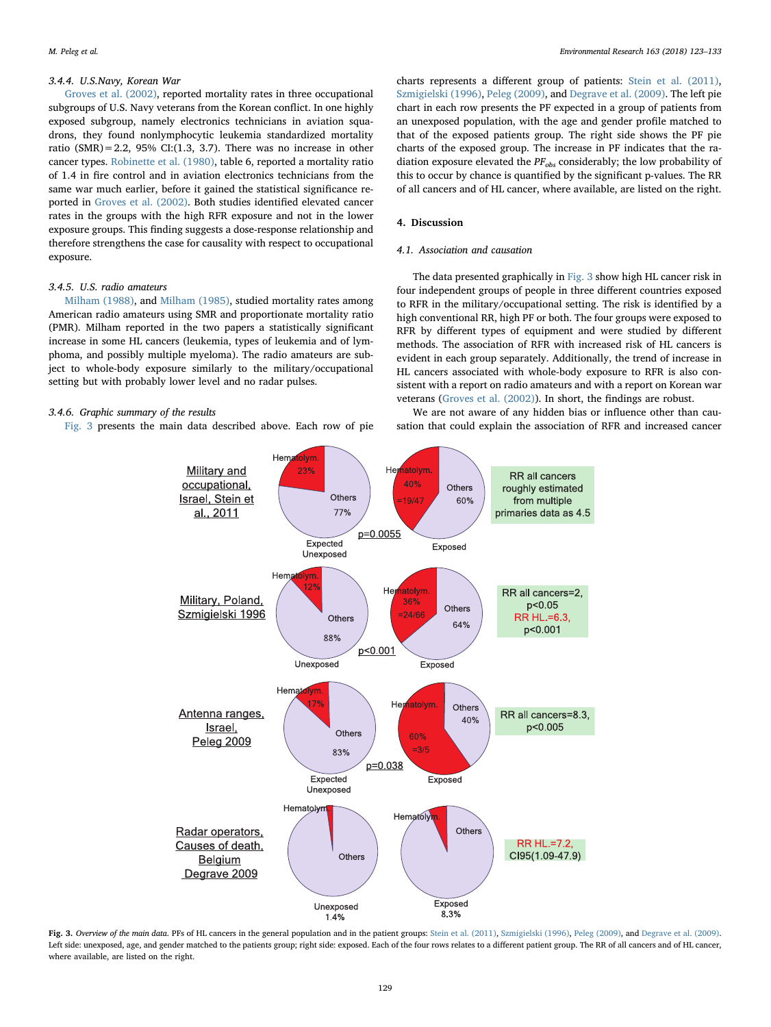#### 3.4.4. U.S.Navy, Korean War

Groves et al. (2002), reported mortality rates in three occupational subgroups of U.S. Navy veterans from the Korean conflict. In one highly exposed subgroup, namely electronics technicians in aviation squadrons, they found nonlymphocytic leukemia standardized mortality ratio (SMR) = 2.2, 95% CI:(1.3, 3.7). There was no increase in other cancer types. Robinette et al. (1980), table 6, reported a mortality ratio of 1.4 in fire control and in aviation electronics technicians from the same war much earlier, before it gained the statistical significance reported in Groves et al. (2002). Both studies identified elevated cancer rates in the groups with the high RFR exposure and not in the lower exposure groups. This finding suggests a dose-response relationship and therefore strengthens the case for causality with respect to occupational exposure.

#### 3.4.5. U.S. radio amateurs

Milham (1988), and Milham (1985), studied mortality rates among American radio amateurs using SMR and proportionate mortality ratio (PMR). Milham reported in the two papers a statistically significant increase in some HL cancers (leukemia, types of leukemia and of lymphoma, and possibly multiple myeloma). The radio amateurs are subject to whole-body exposure similarly to the military/occupational setting but with probably lower level and no radar pulses.

#### 3.4.6. Graphic summary of the results

Fig. 3 presents the main data described above. Each row of pie charts represents a different group of patients: Stein et al. (2011), Szmigielski (1996), Peleg (2009), and Degrave et al. (2009). The left pie chart in each row presents the PF expected in a group of patients from an unexposed population, with the age and gender profile matched to that of the exposed patients group. The right side shows the PF pie charts of the exposed group. The increase in PF indicates that the radiation exposure elevated the $PF_{obs}$ considerably; the low probability of this to occur by chance is quantified by the significant p-values. The RR of all cancers and of HL cancer, where available, are listed on the right.

## 4. Discussion

### 4.1. Association and causation

The data presented graphically in Fig. 3 show high HL cancer risk in four independent groups of people in three different countries exposed to RFR in the military/occupational setting. The risk is identified by a high conventional RR, high PF or both. The four groups were exposed to RFR by different types of equipment and were studied by different methods. The association of RFR with increased risk of HL cancers is evident in each group separately. Additionally, the trend of increase in HL cancers associated with whole-body exposure to RFR is also consistent with a report on radio amateurs and with a report on Korean war veterans (Groves et al. (2002)). In short, the findings are robust.

We are not aware of any hidden bias or influence other than causation that could explain the association of RFR and increased cancer

**Fig. 3.** *Overview of the main data.* PFs of HL cancers in the general population and in the patient groups: Stein et al. (2011), Szmigielski (1996), Peleg (2009), and Degrave et al. (2009). Left side: unexposed, age, and gender matched to the patients group; right side: exposed. Each of the four rows relates to a different patient group. The RR of all cancers and of HL cancer, where available, are listed on the right.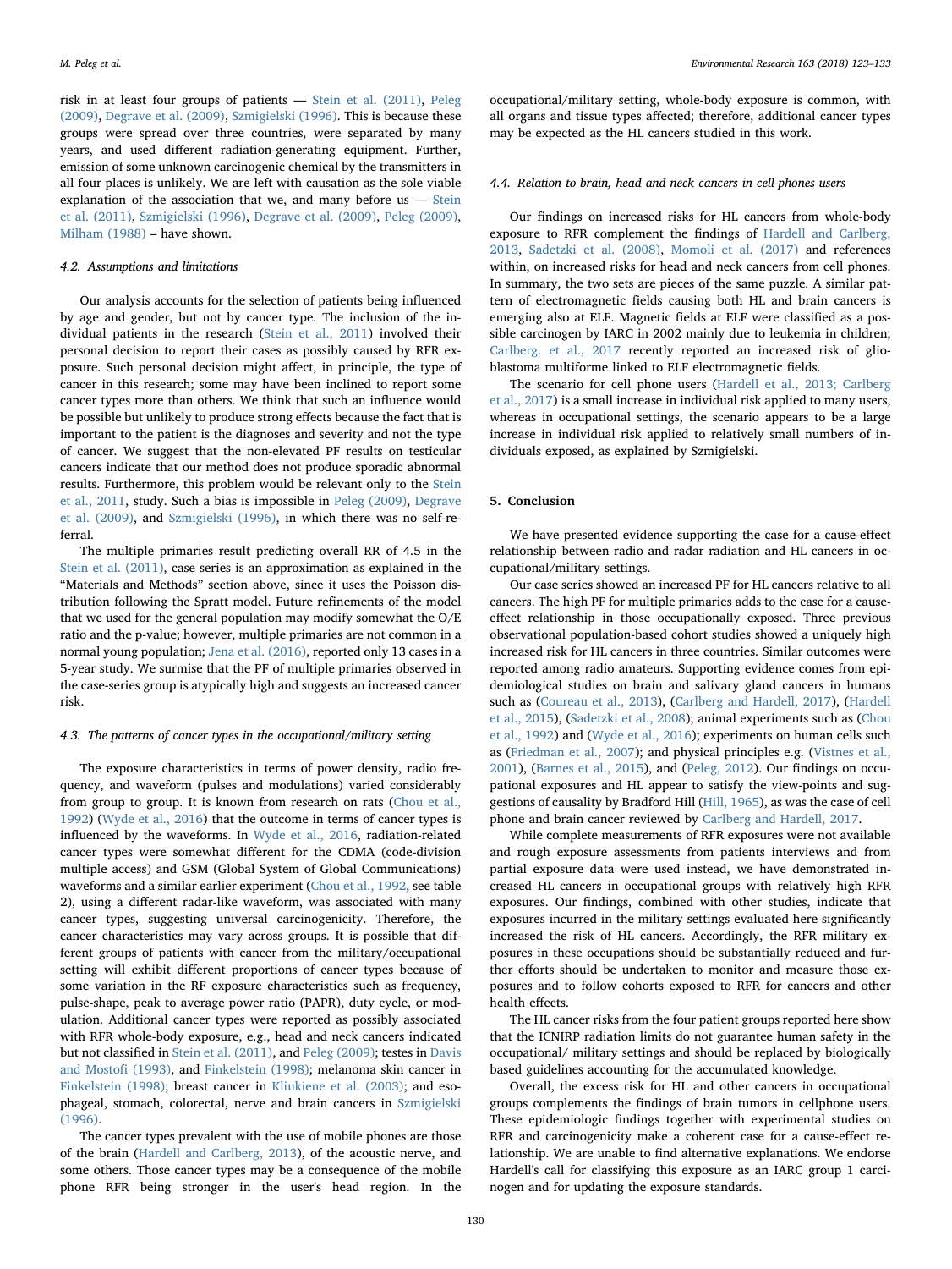risk in at least four groups of patients — Stein et al. (2011), Peleg (2009), Degrave et al. (2009), Szmigielski (1996). This is because these groups were spread over three countries, were separated by many years, and used different radiation-generating equipment. Further, emission of some unknown carcinogenic chemical by the transmitters in all four places is unlikely. We are left with causation as the sole viable explanation of the association that we, and many before us — Stein et al. (2011), Szmigielski (1996), Degrave et al. (2009), Peleg (2009), Milham (1988) – have shown.

### 4.2. Assumptions and limitations

Our analysis accounts for the selection of patients being influenced by age and gender, but not by cancer type. The inclusion of the individual patients in the research (Stein et al., 2011) involved their personal decision to report their cases as possibly caused by RFR exposure. Such personal decision might affect, in principle, the type of cancer in this research; some may have been inclined to report some cancer types more than others. We think that such an influence would be possible but unlikely to produce strong effects because the fact that is important to the patient is the diagnoses and severity and not the type of cancer. We suggest that the non-elevated PF results on testicular cancers indicate that our method does not produce sporadic abnormal results. Furthermore, this problem would be relevant only to the Stein et al., 2011, study. Such a bias is impossible in Peleg (2009), Degrave et al. (2009), and Szmigielski (1996), in which there was no self-referral.

The multiple primaries result predicting overall RR of 4.5 in the Stein et al. (2011), case series is an approximation as explained in the "Materials and Methods" section above, since it uses the Poisson distribution following the Spratt model. Future refinements of the model that we used for the general population may modify somewhat the O/E ratio and the p-value; however, multiple primaries are not common in a normal young population; Jena et al. (2016), reported only 13 cases in a 5-year study. We surmise that the PF of multiple primaries observed in the case-series group is atypically high and suggests an increased cancer risk.

### 4.3. The patterns of cancer types in the occupational/military setting

The exposure characteristics in terms of power density, radio frequency, and waveform (pulses and modulations) varied considerably from group to group. It is known from research on rats (Chou et al., 1992) (Wyde et al., 2016) that the outcome in terms of cancer types is influenced by the waveforms. In Wyde et al., 2016, radiation-related cancer types were somewhat different for the CDMA (code-division multiple access) and GSM (Global System of Global Communications) waveforms and a similar earlier experiment (Chou et al., 1992, see table 2), using a different radar-like waveform, was associated with many cancer types, suggesting universal carcinogenicity. Therefore, the cancer characteristics may vary across groups. It is possible that different groups of patients with cancer from the military/occupational setting will exhibit different proportions of cancer types because of some variation in the RF exposure characteristics such as frequency, pulse-shape, peak to average power ratio (PAPR), duty cycle, or modulation. Additional cancer types were reported as possibly associated with RFR whole-body exposure, e.g., head and neck cancers indicated but not classified in Stein et al. (2011), and Peleg (2009); testes in Davis and Mostofi (1993), and Finkelstein (1998); melanoma skin cancer in Finkelstein (1998); breast cancer in Kliukiene et al. (2003); and esophageal, stomach, colorectal, nerve and brain cancers in Szmigielski (1996).

The cancer types prevalent with the use of mobile phones are those of the brain (Hardell and Carlberg, 2013), of the acoustic nerve, and some others. Those cancer types may be a consequence of the mobile phone RFR being stronger in the user's head region. In the occupational/military setting, whole-body exposure is common, with all organs and tissue types affected; therefore, additional cancer types may be expected as the HL cancers studied in this work.

### 4.4. Relation to brain, head and neck cancers in cell-phones users

Our findings on increased risks for HL cancers from whole-body exposure to RFR complement the findings of Hardell and Carlberg, 2013, Sadetzki et al. (2008), Momoli et al. (2017) and references within, on increased risks for head and neck cancers from cell phones. In summary, the two sets are pieces of the same puzzle. A similar pattern of electromagnetic fields causing both HL and brain cancers is emerging also at ELF. Magnetic fields at ELF were classified as a possible carcinogen by IARC in 2002 mainly due to leukemia in children; Carlberg. et al., 2017 recently reported an increased risk of glioblastoma multiforme linked to ELF electromagnetic fields.

The scenario for cell phone users (Hardell et al., 2013; Carlberg et al., 2017) is a small increase in individual risk applied to many users, whereas in occupational settings, the scenario appears to be a large increase in individual risk applied to relatively small numbers of individuals exposed, as explained by Szmigielski.

## 5. Conclusion

We have presented evidence supporting the case for a cause-effect relationship between radio and radar radiation and HL cancers in occupational/military settings.

Our case series showed an increased PF for HL cancers relative to all cancers. The high PF for multiple primaries adds to the case for a cause-effect relationship in those occupationally exposed. Three previous observational population-based cohort studies showed a uniquely high increased risk for HL cancers in three countries. Similar outcomes were reported among radio amateurs. Supporting evidence comes from epidemiological studies on brain and salivary gland cancers in humans such as (Coureau et al., 2013), (Carlberg and Hardell, 2017), (Hardell et al., 2015), (Sadetzki et al., 2008); animal experiments such as (Chou et al., 1992) and (Wyde et al., 2016); experiments on human cells such as (Friedman et al., 2007); and physical principles e.g. (Vistnes et al., 2001), (Barnes et al., 2015), and (Peleg, 2012). Our findings on occupational exposures and HL appear to satisfy the view-points and suggestions of causality by Bradford Hill (Hill, 1965), as was the case of cell phone and brain cancer reviewed by Carlberg and Hardell, 2017.

While complete measurements of RFR exposures were not available and rough exposure assessments from patients interviews and from partial exposure data were used instead, we have demonstrated increased HL cancers in occupational groups with relatively high RFR exposures. Our findings, combined with other studies, indicate that exposures incurred in the military settings evaluated here significantly increased the risk of HL cancers. Accordingly, the RFR military exposures in these occupations should be substantially reduced and further efforts should be undertaken to monitor and measure those exposures and to follow cohorts exposed to RFR for cancers and other health effects.

The HL cancer risks from the four patient groups reported here show that the ICNIRP radiation limits do not guarantee human safety in the occupational/ military settings and should be replaced by biologically based guidelines accounting for the accumulated knowledge.

Overall, the excess risk for HL and other cancers in occupational groups complements the findings of brain tumors in cellphone users. These epidemiologic findings together with experimental studies on RFR and carcinogenicity make a coherent case for a cause-effect relationship. We are unable to find alternative explanations. We endorse Hardell's call for classifying this exposure as an IARC group 1 carcinogen and for updating the exposure standards.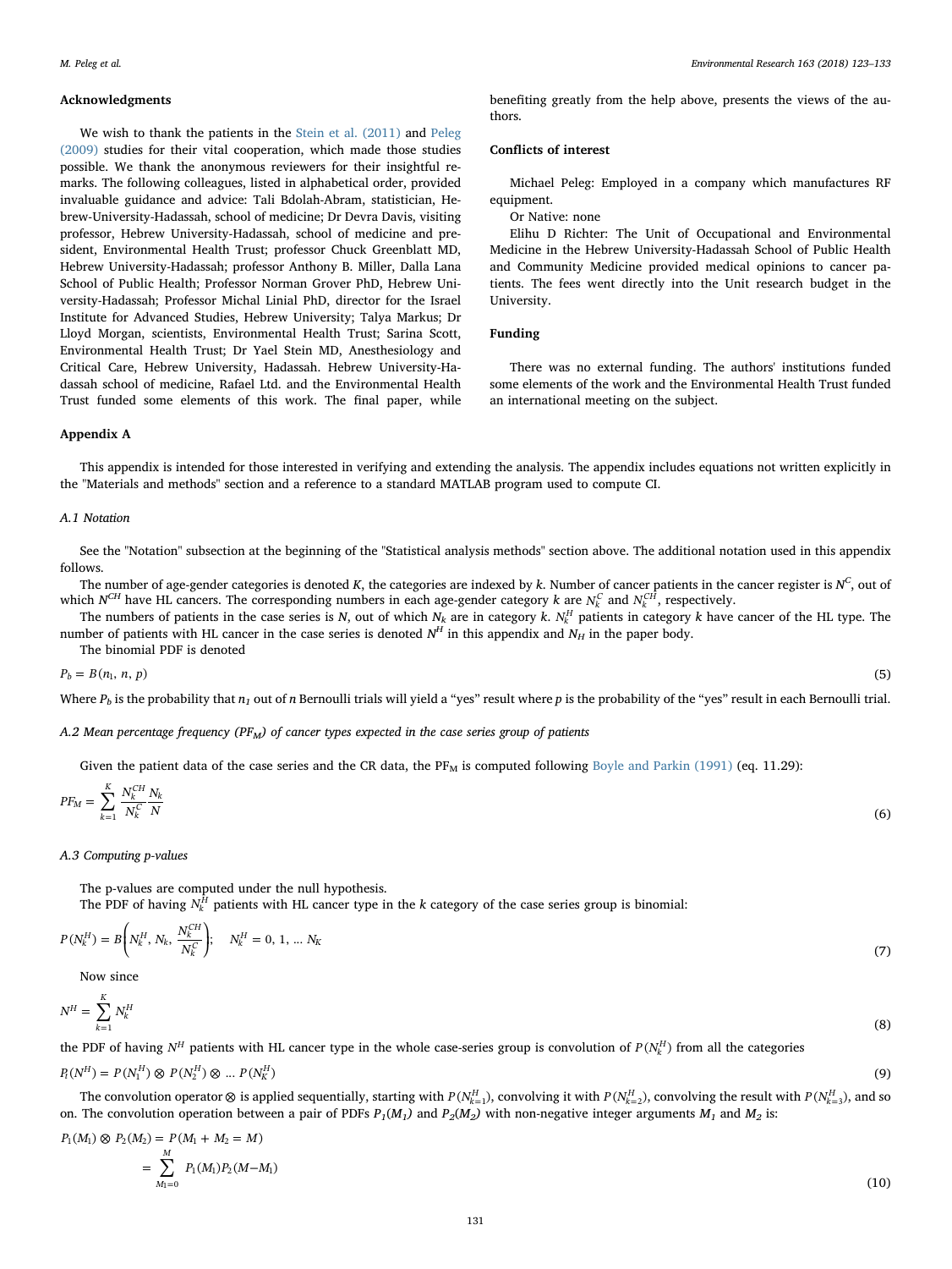## Acknowledgments

We wish to thank the patients in the Stein et al. (2011) and Peleg (2009) studies for their vital cooperation, which made those studies possible. We thank the anonymous reviewers for their insightful remarks. The following colleagues, listed in alphabetical order, provided invaluable guidance and advice: Tali Bdolah-Abram, statistician, Hebrew-University-Hadassah, school of medicine; Dr Devra Davis, visiting professor, Hebrew University-Hadassah, school of medicine and president, Environmental Health Trust; professor Chuck Greenblatt MD, Hebrew University-Hadassah; professor Anthony B. Miller, Dalla Lana School of Public Health; Professor Norman Grover PhD, Hebrew University-Hadassah; Professor Michal Linial PhD, director for the Israel Institute for Advanced Studies, Hebrew University; Talya Markus; Dr Lloyd Morgan, scientists, Environmental Health Trust; Sarina Scott, Environmental Health Trust; Dr Yael Stein MD, Anesthesiology and Critical Care, Hebrew University, Hadassah. Hebrew University-Hadassah school of medicine, Rafael Ltd. and the Environmental Health Trust funded some elements of this work. The final paper, while benefiting greatly from the help above, presents the views of the authors.

## Conflicts of interest

Michael Peleg: Employed in a company which manufactures RF equipment.

Or Native: none

Elihu D Richter: The Unit of Occupational and Environmental Medicine in the Hebrew University-Hadassah School of Public Health and Community Medicine provided medical opinions to cancer patients. The fees went directly into the Unit research budget in the University.

## Funding

There was no external funding. The authors' institutions funded some elements of the work and the Environmental Health Trust funded an international meeting on the subject.

## Appendix A

This appendix is intended for those interested in verifying and extending the analysis. The appendix includes equations not written explicitly in the "Materials and methods" section and a reference to a standard MATLAB program used to compute CI.

### A.1 Notation

See the "Notation" subsection at the beginning of the "Statistical analysis methods" section above. The additional notation used in this appendix follows.

The number of age-gender categories is denoted $K$, the categories are indexed by $k$. Number of cancer patients in the cancer register is $N^C$, out of which $N^{CH}$ have HL cancers. The corresponding numbers in each age-gender category $k$ are $N_k^C$ and $N_k^{CH}$, respectively.

The numbers of patients in the case series is $N$, out of which $N_k$ are in category $k$. $N_k^H$ patients in category $k$ have cancer of the HL type. The number of patients with HL cancer in the case series is denoted $N^H$ in this appendix and $N_H$ in the paper body.

The binomial PDF is denoted

$$P_b = B(n_1, n, p) \tag{5}$$

Where $P_b$ is the probability that $n_1$ out of $n$ Bernoulli trials will yield a "yes" result where $p$ is the probability of the "yes" result in each Bernoulli trial.

### A.2 Mean percentage frequency ($PF_M$) of cancer types expected in the case series group of patients

Given the patient data of the case series and the CR data, the $PF_M$ is computed following Boyle and Parkin (1991) (eq. 11.29):

$$PF_M = \sum_{k=1}^{K} \frac{N_k^{CH}}{N_k^C}\frac{N_k}{N} \tag{6}$$

### A.3 Computing p-values

The p-values are computed under the null hypothesis.

The PDF of having $N_k^H$ patients with HL cancer type in the $k$ category of the case series group is binomial:

$$P(N_k^H) = B\left(N_k^H, N_k, \frac{N_k^{CH}}{N_k^C}\right); \quad N_k^H = 0, 1, \ldots N_K \tag{7}$$

Now since

$$N^H = \sum_{k=1}^{K} N_k^H \tag{8}$$

the PDF of having $N^H$ patients with HL cancer type in the whole case-series group is convolution of $P(N_k^H)$ from all the categories

$$P_t(N^H) = P(N_1^H) \otimes P(N_2^H) \otimes \ldots P(N_K^H) \tag{9}$$

The convolution operator $\otimes$ is applied sequentially, starting with $P(N_{k=1}^H)$, convolving it with $P(N_{k=2}^H)$, convolving the result with $P(N_{k=3}^H)$, and so on. The convolution operation between a pair of PDFs $P_1(M_1)$ and $P_2(M_2)$ with non-negative integer arguments $M_1$ and $M_2$ is:

$$\begin{aligned} P_1(M_1) \otimes P_2(M_2) &= P(M_1 + M_2 = M) \\ &= \sum_{M_1=0}^{M} P_1(M_1)P_2(M-M_1) \end{aligned} \tag{10}$$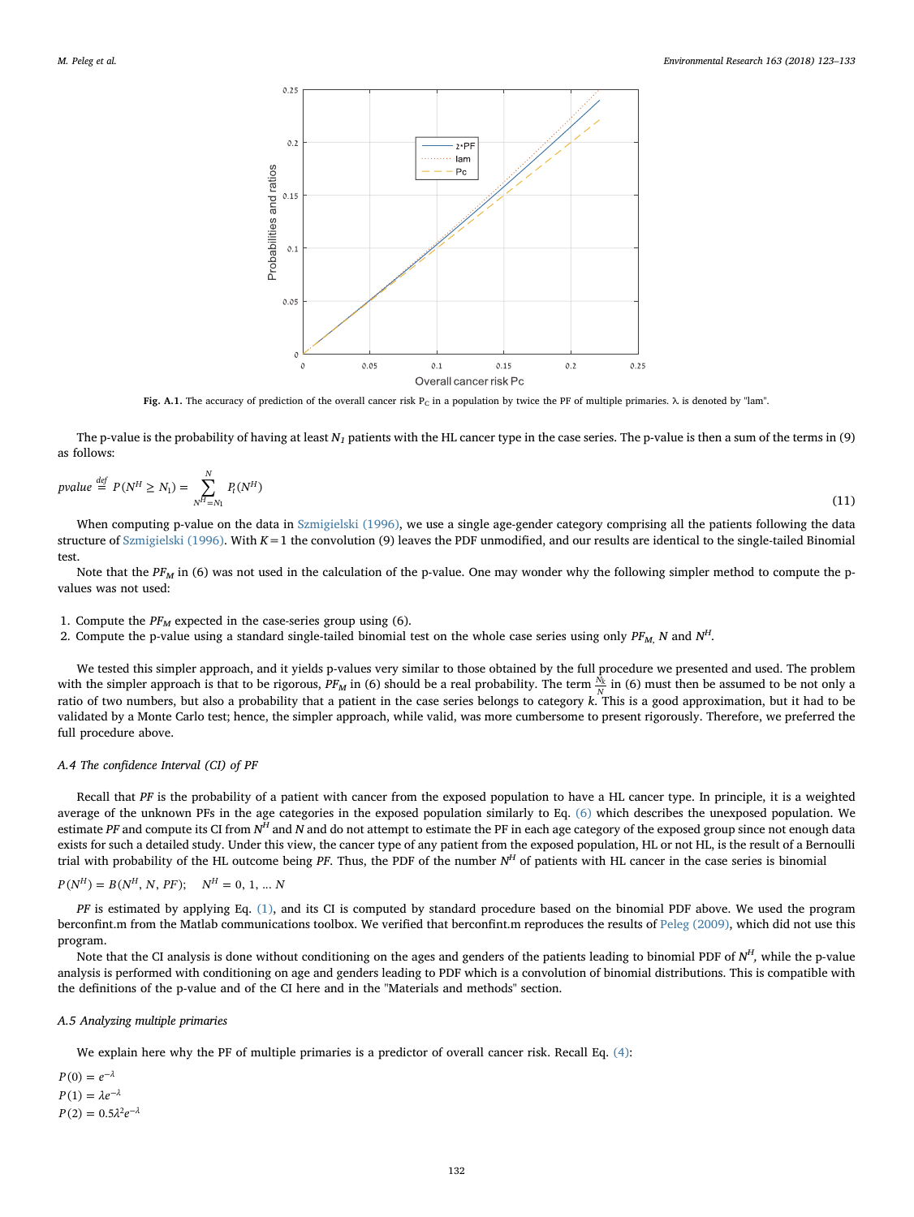Fig. A.1. The accuracy of prediction of the overall cancer risk $P_C$ in a population by twice the PF of multiple primaries. λ is denoted by "lam".

The p-value is the probability of having at least $N_1$ patients with the HL cancer type in the case series. The p-value is then a sum of the terms in (9) as follows:

$$pvalue \stackrel{def}{=} P(N^H \geq N_1) = \sum_{N^H=N_1}^{N} P_t(N^H) \tag{11}$$

When computing p-value on the data in Szmigielski (1996), we use a single age-gender category comprising all the patients following the data structure of Szmigielski (1996). With $K = 1$ the convolution (9) leaves the PDF unmodified, and our results are identical to the single-tailed Binomial test.

Note that the $PF_M$ in (6) was not used in the calculation of the p-value. One may wonder why the following simpler method to compute the p-values was not used:

1. Compute the $PF_M$ expected in the case-series group using (6).
2. Compute the p-value using a standard single-tailed binomial test on the whole case series using only $PF_M$, $N$ and $N^H$.

We tested this simpler approach, and it yields p-values very similar to those obtained by the full procedure we presented and used. The problem with the simpler approach is that to be rigorous, $PF_M$ in (6) should be a real probability. The term $\frac{N_k}{N}$ in (6) must then be assumed to be not only a ratio of two numbers, but also a probability that a patient in the case series belongs to category $k$. This is a good approximation, but it had to be validated by a Monte Carlo test; hence, the simpler approach, while valid, was more cumbersome to present rigorously. Therefore, we preferred the full procedure above.

### A.4 The confidence Interval (CI) of PF

Recall that $PF$ is the probability of a patient with cancer from the exposed population to have a HL cancer type. In principle, it is a weighted average of the unknown PFs in the age categories in the exposed population similarly to Eq. (6) which describes the unexposed population. We estimate $PF$ and compute its CI from $N^H$ and $N$ and do not attempt to estimate the PF in each age category of the exposed group since not enough data exists for such a detailed study. Under this view, the cancer type of any patient from the exposed population, HL or not HL, is the result of a Bernoulli trial with probability of the HL outcome being $PF$. Thus, the PDF of the number $N^H$ of patients with HL cancer in the case series is binomial

$$P(N^H) = B(N^H, N, PF); \quad N^H = 0, 1, \ldots N$$

$PF$ is estimated by applying Eq. (1), and its CI is computed by standard procedure based on the binomial PDF above. We used the program berconfint.m from the Matlab communications toolbox. We verified that berconfint.m reproduces the results of Peleg (2009), which did not use this program.

Note that the CI analysis is done without conditioning on the ages and genders of the patients leading to binomial PDF of $N^H$, while the p-value analysis is performed with conditioning on age and genders leading to PDF which is a convolution of binomial distributions. This is compatible with the definitions of the p-value and of the CI here and in the "Materials and methods" section.

### A.5 Analyzing multiple primaries

We explain here why the PF of multiple primaries is a predictor of overall cancer risk. Recall Eq. (4):

$$P(0) = e^{-\lambda}$$
$$P(1) = \lambda e^{-\lambda}$$
$$P(2) = 0.5\lambda^2 e^{-\lambda}$$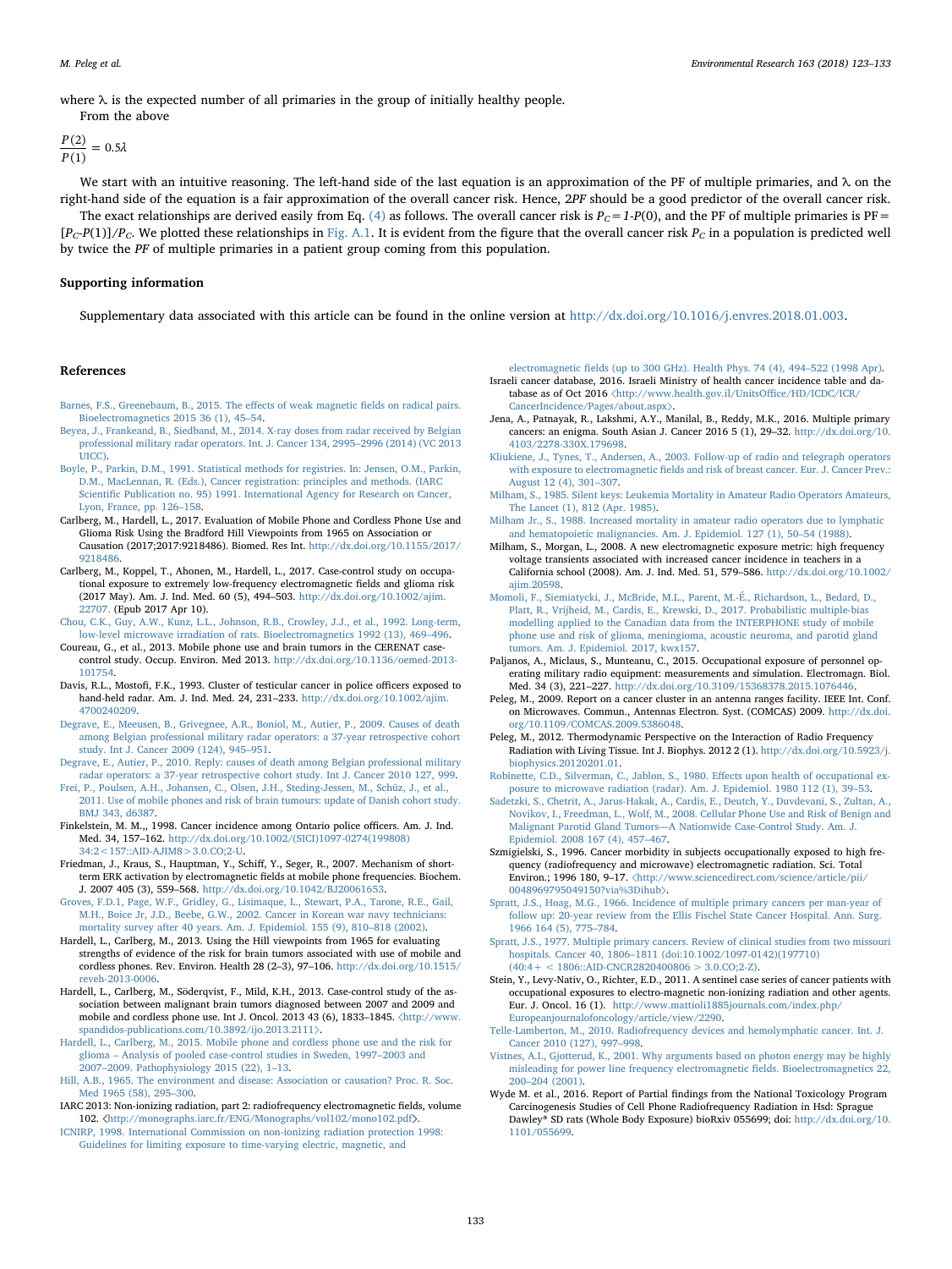where λ is the expected number of all primaries in the group of initially healthy people.

From the above

$$\frac{P(2)}{P(1)} = 0.5\lambda$$

We start with an intuitive reasoning. The left-hand side of the last equation is an approximation of the PF of multiple primaries, and λ on the right-hand side of the equation is a fair approximation of the overall cancer risk. Hence, 2*PF* should be a good predictor of the overall cancer risk.

The exact relationships are derived easily from Eq. (4) as follows. The overall cancer risk is $P_C = 1 - P(0)$, and the PF of multiple primaries is PF = $[P_C - P(1)]/P_C$. We plotted these relationships in Fig. A.1. It is evident from the figure that the overall cancer risk $P_C$ in a population is predicted well by twice the *PF* of multiple primaries in a patient group coming from this population.

## Supporting information

Supplementary data associated with this article can be found in the online version at http://dx.doi.org/10.1016/j.envres.2018.01.003.

## References

Barnes, F.S., Greenebaum, B., 2015. The effects of weak magnetic fields on radical pairs. Bioelectromagnetics 2015 36 (1), 45–54.

Beyea, J., Frankeand, B., Siedband, M., 2014. X-ray doses from radar received by Belgian professional military radar operators. Int. J. Cancer 134, 2995–2996 (2014) (VC 2013 UICC).

Boyle, P., Parkin, D.M., 1991. Statistical methods for registries. In: Jensen, O.M., Parkin, D.M., MacLennan, R. (Eds.), Cancer registration: principles and methods. (IARC Scientific Publication no. 95) 1991. International Agency for Research on Cancer, Lyon, France, pp. 126–158.

Carlberg, M., Hardell, L., 2017. Evaluation of Mobile Phone and Cordless Phone Use and Glioma Risk Using the Bradford Hill Viewpoints from 1965 on Association or Causation (2017;2017:9218486). Biomed. Res Int. http://dx.doi.org/10.1155/2017/9218486.

Carlberg, M., Koppel, T., Ahonen, M., Hardell, L., 2017. Case-control study on occupational exposure to extremely low-frequency electromagnetic fields and glioma risk (2017 May). Am. J. Ind. Med. 60 (5), 494–503. http://dx.doi.org/10.1002/ajim.22707. (Epub 2017 Apr 10).

Chou, C.K., Guy, A.W., Kunz, L.L., Johnson, R.B., Crowley, J.J., et al., 1992. Long-term, low-level microwave irradiation of rats. Bioelectromagnetics 1992 (13), 469–496.

Coureau, G., et al., 2013. Mobile phone use and brain tumors in the CERENAT case-control study. Occup. Environ. Med 2013. http://dx.doi.org/10.1136/oemed-2013-101754.

Davis, R.L., Mostofi, F.K., 1993. Cluster of testicular cancer in police officers exposed to hand-held radar. Am. J. Ind. Med. 24, 231–233. http://dx.doi.org/10.1002/ajim.4700240209.

Degrave, E., Meeusen, B., Grivegnee, A.R., Boniol, M., Autier, P., 2009. Causes of death among Belgian professional military radar operators: a 37-year retrospective cohort study. Int J Cancer 2009 (124), 945–951.

Degrave, E., Autier, P., 2010. Reply: causes of death among Belgian professional military radar operators: a 37-year retrospective cohort study. Int J Cancer 2010 127, 999.

Frei, P., Poulsen, A.H., Johansen, C., Olsen, J.H., Steding-Jessen, M., Schüz, J., et al., 2011. Use of mobile phones and risk of brain tumours: update of Danish cohort study. BMJ 343, d6387.

Finkelstein, M. M.,, 1998. Cancer incidence among Ontario police officers. Am. J. Ind. Med. 34, 157–162. http://dx.doi.org/10.1002/(SICI)1097-0274(199808)34:2<157::AID-AJIM8>3.0.CO;2-U.

Friedman, J., Kraus, S., Hauptman, Y., Schiff, Y., Seger, R., 2007. Mechanism of short-term ERK activation by electromagnetic fields at mobile phone frequencies. Biochem. J. 2007 405 (3), 559–568. http://dx.doi.org/10.1042/BJ20061653.

Groves, F.D.1, Page, W.F., Gridley, G., Lisimaque, L., Stewart, P.A., Tarone, R.E., Gail, M.H., Boice Jr, J.D., Beebe, G.W., 2002. Cancer in Korean war navy technicians: mortality survey after 40 years. Am. J. Epidemiol. 155 (9), 810–818 (2002).

Hardell, L., Carlberg, M., 2013. Using the Hill viewpoints from 1965 for evaluating strengths of evidence of the risk for brain tumors associated with use of mobile and cordless phones. Rev. Environ. Health 28 (2–3), 97–106. http://dx.doi.org/10.1515/reveh-2013-0006.

Hardell, L., Carlberg, M., Söderqvist, F., Mild, K.H., 2013. Case-control study of the association between malignant brain tumours diagnosed between 2007 and 2009 and mobile and cordless phone use. Int J Oncol. 2013 43 (6), 1833–1845. ⟨http://www.spandidos-publications.com/10.3892/ijo.2013.2111⟩.

Hardell, L., Carlberg, M., 2015. Mobile phone and cordless phone use and the risk for glioma – Analysis of pooled case-control studies in Sweden, 1997–2003 and 2007–2009. Pathophysiology 2015 (22), 1–13.

Hill, A.B., 1965. The environment and disease: Association or causation? Proc. R. Soc. Med 1965 (58), 295–300.

IARC 2013: Non-ionizing radiation, part 2: radiofrequency electromagnetic fields, volume 102. ⟨http://monographs.iarc.fr/ENG/Monographs/vol102/mono102.pdf⟩.

ICNIRP, 1998. International Commission on non-ionizing radiation protection 1998: Guidelines for limiting exposure to time-varying electric, magnetic, and electromagnetic fields (up to 300 GHz). Health Phys. 74 (4), 494–522 (1998 Apr).

Israeli cancer database, 2016. Israeli Ministry of health cancer incidence table and database as of Oct 2016 ⟨http://www.health.gov.il/UnitsOffice/HD/ICDC/ICR/CancerIncidence/Pages/about.aspx⟩.

Jena, A., Patnayak, R., Lakshmi, A.Y., Manilal, B., Reddy, M.K., 2016. Multiple primary cancers: an enigma. South Asian J. Cancer 2016 5 (1), 29–32. http://dx.doi.org/10.4103/2278-330X.179698.

Kliukiene, J., Tynes, T., Andersen, A., 2003. Follow-up of radio and telegraph operators with exposure to electromagnetic fields and risk of breast cancer. Eur. J. Cancer Prev.: August 12 (4), 301–307.

Milham, S., 1985. Silent keys: Leukemia Mortality in Amateur Radio Operators Amateurs, The Lancet (1), 812 (Apr. 1985).

Milham Jr., S., 1988. Increased mortality in amateur radio operators due to lymphatic and hematopoietic malignancies. Am. J. Epidemiol. 127 (1), 50–54 (1988).

Milham, S., Morgan, L., 2008. A new electromagnetic exposure metric: high frequency voltage transients associated with increased cancer incidence in teachers in a California school (2008). Am. J. Ind. Med. 51, 579–586. http://dx.doi.org/10.1002/ajim.20598.

Momoli, F., Siemiatycki, J., McBride, M.L., Parent, M.-É., Richardson, L., Bedard, D., Platt, R., Vrijheid, M., Cardis, E., Krewski, D., 2017. Probabilistic multiple-bias modelling applied to the Canadian data from the INTERPHONE study of mobile phone use and risk of glioma, meningioma, acoustic neuroma, and parotid gland tumors. Am. J. Epidemiol. 2017, kwx157.

Paljanos, A., Miclaus, S., Munteanu, C., 2015. Occupational exposure of personnel operating military radio equipment: measurements and simulation. Electromagn. Biol. Med. 34 (3), 221–227. http://dx.doi.org/10.3109/15368378.2015.1076446.

Peleg, M., 2009. Report on a cancer cluster in an antenna ranges facility. IEEE Int. Conf. on Microwaves. Commun., Antennas Electron. Syst. (COMCAS) 2009. http://dx.doi.org/10.1109/COMCAS.2009.5386048.

Peleg, M., 2012. Thermodynamic Perspective on the Interaction of Radio Frequency Radiation with Living Tissue. Int J. Biophys. 2012 2 (1). http://dx.doi.org/10.5923/j.biophysics.20120201.01.

Robinette, C.D., Silverman, C., Jablon, S., 1980. Effects upon health of occupational exposure to microwave radiation (radar). Am. J. Epidemiol. 1980 112 (1), 39–53.

Sadetzki, S., Chetrit, A., Jarus-Hakak, A., Cardis, E., Deutch, Y., Duvdevani, S., Zultan, A., Novikov, I., Freedman, L., Wolf, M., 2008. Cellular Phone Use and Risk of Benign and Malignant Parotid Gland Tumors—A Nationwide Case-Control Study. Am. J. Epidemiol. 2008 167 (4), 457–467.

Szmigielski, S., 1996. Cancer morbidity in subjects occupationally exposed to high frequency (radiofrequency and microwave) electromagnetic radiation. Sci. Total Environ.; 1996 180, 9–17. ⟨http://www.sciencedirect.com/science/article/pii/0048969795049150?via%3Dihub⟩.

Spratt, J.S., Hoag, M.G., 1966. Incidence of multiple primary cancers per man-year of follow up: 20-year review from the Ellis Fischel State Cancer Hospital. Ann. Surg. 1966 164 (5), 775–784.

Spratt, J.S., 1977. Multiple primary cancers. Review of clinical studies from two missouri hospitals. Cancer 40, 1806–1811 (doi:10.1002/1097-0142)(197710)(40:4+ < 1806::AID-CNCR2820400806 > 3.0.CO;2-Z).

Stein, Y., Levy-Nativ, O., Richter, E.D., 2011. A sentinel case series of cancer patients with occupational exposures to electro-magnetic non-ionizing radiation and other agents. Eur. J. Oncol. 16 (1). http://www.mattioli1885journals.com/index.php/Europeanjournaloncology/article/view/2290.

Telle-Lamberton, M., 2010. Radiofrequency devices and hemolymphatic cancer. Int. J. Cancer 2010 (127), 997–998.

Vistnes, A.I., Gjotterud, K., 2001. Why arguments based on photon energy may be highly misleading for power line frequency electromagnetic fields. Bioelectromagnetics 22, 200–204 (2001).

Wyde M. et al., 2016. Report of Partial findings from the National Toxicology Program Carcinogenesis Studies of Cell Phone Radiofrequency Radiation in Hsd: Sprague Dawley® SD rats (Whole Body Exposure) bioRxiv 055699; doi: http://dx.doi.org/10.1101/055699.